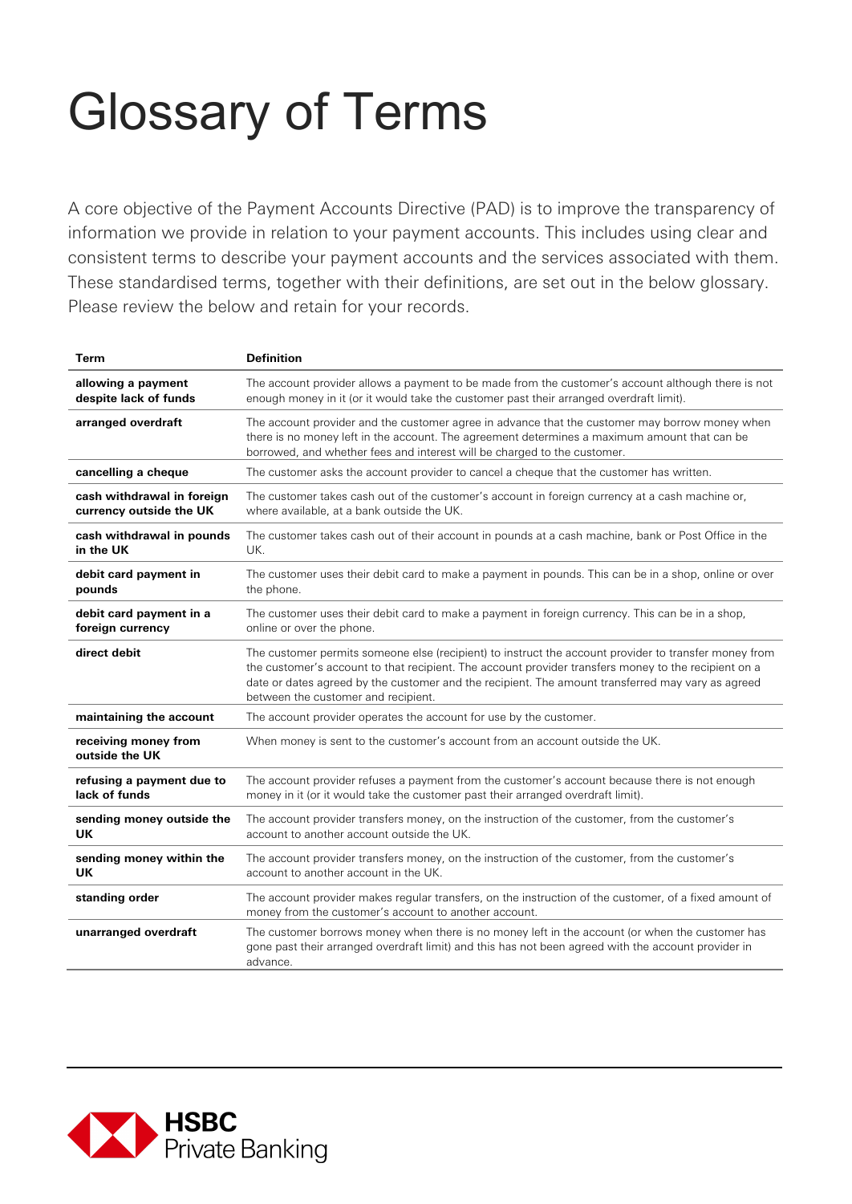# Glossary of Terms

A core objective of the Payment Accounts Directive (PAD) is to improve the transparency of information we provide in relation to your payment accounts. This includes using clear and consistent terms to describe your payment accounts and the services associated with them. These standardised terms, together with their definitions, are set out in the below glossary. Please review the below and retain for your records.

| Term | Definition |
|---|---|
| **allowing a payment despite lack of funds** | The account provider allows a payment to be made from the customer's account although there is not enough money in it (or it would take the customer past their arranged overdraft limit). |
| **arranged overdraft** | The account provider and the customer agree in advance that the customer may borrow money when there is no money left in the account. The agreement determines a maximum amount that can be borrowed, and whether fees and interest will be charged to the customer. |
| **cancelling a cheque** | The customer asks the account provider to cancel a cheque that the customer has written. |
| **cash withdrawal in foreign currency outside the UK** | The customer takes cash out of the customer's account in foreign currency at a cash machine or, where available, at a bank outside the UK. |
| **cash withdrawal in pounds in the UK** | The customer takes cash out of their account in pounds at a cash machine, bank or Post Office in the UK. |
| **debit card payment in pounds** | The customer uses their debit card to make a payment in pounds. This can be in a shop, online or over the phone. |
| **debit card payment in a foreign currency** | The customer uses their debit card to make a payment in foreign currency. This can be in a shop, online or over the phone. |
| **direct debit** | The customer permits someone else (recipient) to instruct the account provider to transfer money from the customer's account to that recipient. The account provider transfers money to the recipient on a date or dates agreed by the customer and the recipient. The amount transferred may vary as agreed between the customer and recipient. |
| **maintaining the account** | The account provider operates the account for use by the customer. |
| **receiving money from outside the UK** | When money is sent to the customer's account from an account outside the UK. |
| **refusing a payment due to lack of funds** | The account provider refuses a payment from the customer's account because there is not enough money in it (or it would take the customer past their arranged overdraft limit). |
| **sending money outside the UK** | The account provider transfers money, on the instruction of the customer, from the customer's account to another account outside the UK. |
| **sending money within the UK** | The account provider transfers money, on the instruction of the customer, from the customer's account to another account in the UK. |
| **standing order** | The account provider makes regular transfers, on the instruction of the customer, of a fixed amount of money from the customer's account to another account. |
| **unarranged overdraft** | The customer borrows money when there is no money left in the account (or when the customer has gone past their arranged overdraft limit) and this has not been agreed with the account provider in advance. |

HSBC Private Banking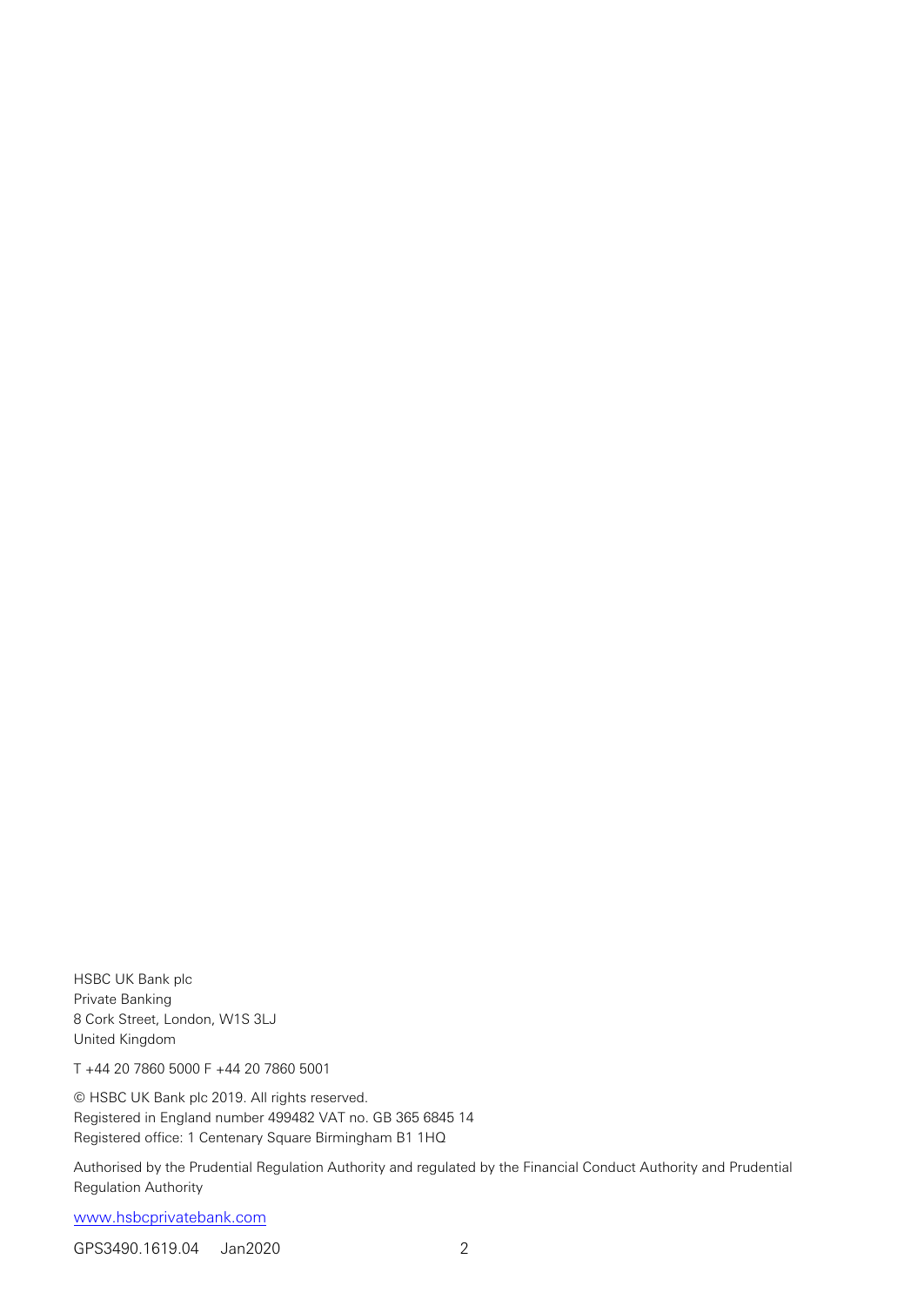HSBC UK Bank plc
Private Banking
8 Cork Street, London, W1S 3LJ
United Kingdom

T +44 20 7860 5000 F +44 20 7860 5001

© HSBC UK Bank plc 2019. All rights reserved.
Registered in England number 499482 VAT no. GB 365 6845 14
Registered office: 1 Centenary Square Birmingham B1 1HQ

Authorised by the Prudential Regulation Authority and regulated by the Financial Conduct Authority and Prudential Regulation Authority

www.hsbcprivatebank.com

GPS3490.1619.04 Jan2020